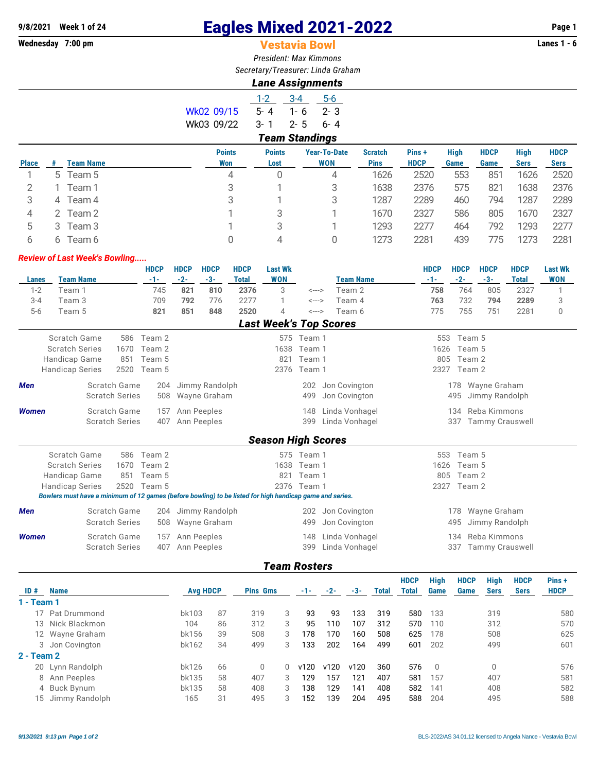# Eagles Mixed 2021-2022

9/8/2021 Week 1 of 24
Wednesday 7:00 pm

## Vestavia Bowl

Lanes 1 - 6

*President: Max Kimmons*
*Secretary/Treasurer: Linda Graham*

### Lane Assignments

| | 1-2 | 3-4 | 5-6 |
|---|---|---|---|
| Wk02 09/15 | 5- 4 | 1- 6 | 2- 3 |
| Wk03 09/22 | 3- 1 | 2- 5 | 6- 4 |

### Team Standings

| Place | # | Team Name | Points Won | Points Lost | Year-To-Date WON | Scratch Pins | Pins + HDCP | High Game | HDCP Game | High Sers | HDCP Sers |
|---|---|---|---|---|---|---|---|---|---|---|---|
| 1 | 5 | Team 5 | 4 | 0 | 4 | 1626 | 2520 | 553 | 851 | 1626 | 2520 |
| 2 | 1 | Team 1 | 3 | 1 | 3 | 1638 | 2376 | 575 | 821 | 1638 | 2376 |
| 3 | 4 | Team 4 | 3 | 1 | 3 | 1287 | 2289 | 460 | 794 | 1287 | 2289 |
| 4 | 2 | Team 2 | 1 | 3 | 1 | 1670 | 2327 | 586 | 805 | 1670 | 2327 |
| 5 | 3 | Team 3 | 1 | 3 | 1 | 1293 | 2277 | 464 | 792 | 1293 | 2277 |
| 6 | 6 | Team 6 | 0 | 4 | 0 | 1273 | 2281 | 439 | 775 | 1273 | 2281 |

***Review of Last Week's Bowling.....***

| Lanes | Team Name | HDCP -1- | HDCP -2- | HDCP -3- | HDCP Total | Last Wk WON | | Team Name | HDCP -1- | HDCP -2- | HDCP -3- | HDCP Total | Last Wk WON |
|---|---|---|---|---|---|---|---|---|---|---|---|---|---|
| 1-2 | Team 1 | 745 | **821** | **810** | **2376** | 3 | <---> | Team 2 | **758** | 764 | 805 | 2327 | 1 |
| 3-4 | Team 3 | 709 | **792** | 776 | 2277 | 1 | <---> | Team 4 | **763** | 732 | **794** | **2289** | 3 |
| 5-6 | Team 5 | **821** | **851** | **848** | **2520** | 4 | <---> | Team 6 | 775 | 755 | 751 | 2281 | 0 |

### Last Week's Top Scores

| | | | | | | |
|---|---|---|---|---|---|---|
| Scratch Game | 586 | Team 2 | 575 | Team 1 | 553 | Team 5 |
| Scratch Series | 1670 | Team 2 | 1638 | Team 1 | 1626 | Team 5 |
| Handicap Game | 851 | Team 5 | 821 | Team 1 | 805 | Team 2 |
| Handicap Series | 2520 | Team 5 | 2376 | Team 1 | 2327 | Team 2 |

| | | | | | | | |
|---|---|---|---|---|---|---|---|
| ***Men*** | Scratch Game | 204 | Jimmy Randolph | 202 | Jon Covington | 178 | Wayne Graham |
| | Scratch Series | 508 | Wayne Graham | 499 | Jon Covington | 495 | Jimmy Randolph |
| ***Women*** | Scratch Game | 157 | Ann Peeples | 148 | Linda Vonhagel | 134 | Reba Kimmons |
| | Scratch Series | 407 | Ann Peeples | 399 | Linda Vonhagel | 337 | Tammy Crauswell |

### Season High Scores

| | | | | | | |
|---|---|---|---|---|---|---|
| Scratch Game | 586 | Team 2 | 575 | Team 1 | 553 | Team 5 |
| Scratch Series | 1670 | Team 2 | 1638 | Team 1 | 1626 | Team 5 |
| Handicap Game | 851 | Team 5 | 821 | Team 1 | 805 | Team 2 |
| Handicap Series | 2520 | Team 5 | 2376 | Team 1 | 2327 | Team 2 |

***Bowlers must have a minimum of 12 games (before bowling) to be listed for high handicap game and series.***

| | | | | | | | |
|---|---|---|---|---|---|---|---|
| ***Men*** | Scratch Game | 204 | Jimmy Randolph | 202 | Jon Covington | 178 | Wayne Graham |
| | Scratch Series | 508 | Wayne Graham | 499 | Jon Covington | 495 | Jimmy Randolph |
| ***Women*** | Scratch Game | 157 | Ann Peeples | 148 | Linda Vonhagel | 134 | Reba Kimmons |
| | Scratch Series | 407 | Ann Peeples | 399 | Linda Vonhagel | 337 | Tammy Crauswell |

### Team Rosters

| ID # | Name | Avg | HDCP | Pins | Gms | -1- | -2- | -3- | Total | HDCP Total | High Game | HDCP Game | High Sers | HDCP Sers | Pins + HDCP |
|---|---|---|---|---|---|---|---|---|---|---|---|---|---|---|---|
| **1 - Team 1** | | | | | | | | | | | | | | | |
| 17 | Pat Drummond | bk103 | 87 | 319 | 3 | 93 | 93 | 133 | 319 | 580 | 133 | | 319 | | 580 |
| 13 | Nick Blackmon | 104 | 86 | 312 | 3 | 95 | 110 | 107 | 312 | 570 | 110 | | 312 | | 570 |
| 12 | Wayne Graham | bk156 | 39 | 508 | 3 | 178 | 170 | 160 | 508 | 625 | 178 | | 508 | | 625 |
| 3 | Jon Covington | bk162 | 34 | 499 | 3 | 133 | 202 | 164 | 499 | 601 | 202 | | 499 | | 601 |
| **2 - Team 2** | | | | | | | | | | | | | | | |
| 20 | Lynn Randolph | bk126 | 66 | 0 | 0 | v120 | v120 | v120 | 360 | 576 | 0 | | 0 | | 576 |
| 8 | Ann Peeples | bk135 | 58 | 407 | 3 | 129 | 157 | 121 | 407 | 581 | 157 | | 407 | | 581 |
| 4 | Buck Bynum | bk135 | 58 | 408 | 3 | 138 | 129 | 141 | 408 | 582 | 141 | | 408 | | 582 |
| 15 | Jimmy Randolph | 165 | 31 | 495 | 3 | 152 | 139 | 204 | 495 | 588 | 204 | | 495 | | 588 |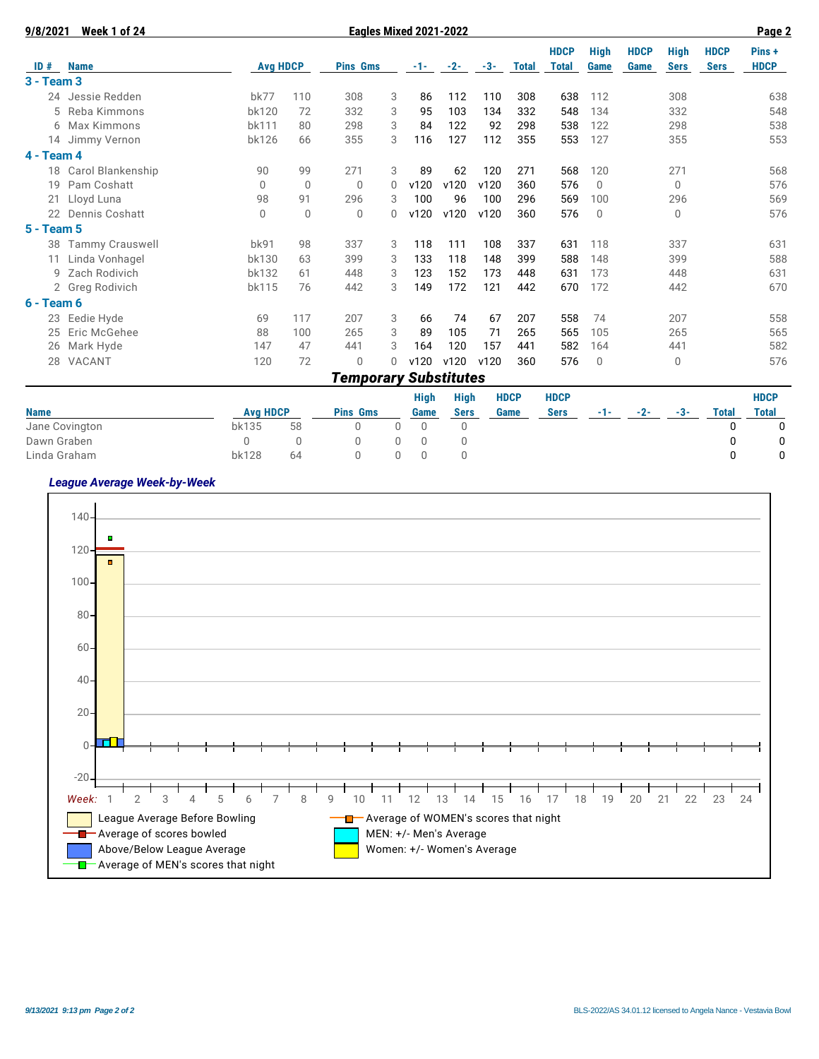| ID # | Name | Avg | HDCP | Pins | Gms | -1- | -2- | -3- | Total | HDCP Total | High Game | HDCP Game | High Sers | HDCP Sers | Pins + HDCP |
|---|---|---|---|---|---|---|---|---|---|---|---|---|---|---|---|
| **3 - Team 3** | | | | | | | | | | | | | | | |
| 24 | Jessie Redden | bk77 | 110 | 308 | 3 | 86 | 112 | 110 | 308 | 638 | 112 | | 308 | | 638 |
| 5 | Reba Kimmons | bk120 | 72 | 332 | 3 | 95 | 103 | 134 | 332 | 548 | 134 | | 332 | | 548 |
| 6 | Max Kimmons | bk111 | 80 | 298 | 3 | 84 | 122 | 92 | 298 | 538 | 122 | | 298 | | 538 |
| 14 | Jimmy Vernon | bk126 | 66 | 355 | 3 | 116 | 127 | 112 | 355 | 553 | 127 | | 355 | | 553 |
| **4 - Team 4** | | | | | | | | | | | | | | | |
| 18 | Carol Blankenship | 90 | 99 | 271 | 3 | 89 | 62 | 120 | 271 | 568 | 120 | | 271 | | 568 |
| 19 | Pam Coshatt | 0 | 0 | 0 | 0 | v120 | v120 | v120 | 360 | 576 | 0 | | 0 | | 576 |
| 21 | Lloyd Luna | 98 | 91 | 296 | 3 | 100 | 96 | 100 | 296 | 569 | 100 | | 296 | | 569 |
| 22 | Dennis Coshatt | 0 | 0 | 0 | 0 | v120 | v120 | v120 | 360 | 576 | 0 | | 0 | | 576 |
| **5 - Team 5** | | | | | | | | | | | | | | | |
| 38 | Tammy Crauswell | bk91 | 98 | 337 | 3 | 118 | 111 | 108 | 337 | 631 | 118 | | 337 | | 631 |
| 11 | Linda Vonhagel | bk130 | 63 | 399 | 3 | 133 | 118 | 148 | 399 | 588 | 148 | | 399 | | 588 |
| 9 | Zach Rodivich | bk132 | 61 | 448 | 3 | 123 | 152 | 173 | 448 | 631 | 173 | | 448 | | 631 |
| 2 | Greg Rodivich | bk115 | 76 | 442 | 3 | 149 | 172 | 121 | 442 | 670 | 172 | | 442 | | 670 |
| **6 - Team 6** | | | | | | | | | | | | | | | |
| 23 | Eedie Hyde | 69 | 117 | 207 | 3 | 66 | 74 | 67 | 207 | 558 | 74 | | 207 | | 558 |
| 25 | Eric McGehee | 88 | 100 | 265 | 3 | 89 | 105 | 71 | 265 | 565 | 105 | | 265 | | 565 |
| 26 | Mark Hyde | 147 | 47 | 441 | 3 | 164 | 120 | 157 | 441 | 582 | 164 | | 441 | | 582 |
| 28 | VACANT | 120 | 72 | 0 | 0 | v120 | v120 | v120 | 360 | 576 | 0 | | 0 | | 576 |

## *Temporary Substitutes*

| Name | Avg | HDCP | Pins | Gms | High Game | High Sers | HDCP Game | HDCP Sers | -1- | -2- | -3- | Total | HDCP Total |
|---|---|---|---|---|---|---|---|---|---|---|---|---|---|
| Jane Covington | bk135 | 58 | 0 | 0 | 0 | 0 | | | | | | 0 | 0 |
| Dawn Graben | 0 | 0 | 0 | 0 | 0 | 0 | | | | | | 0 | 0 |
| Linda Graham | bk128 | 64 | 0 | 0 | 0 | 0 | | | | | | 0 | 0 |

### *League Average Week-by-Week*

140
120
100
80
60
40
20
0
-20

Week: 1 2 3 4 5 6 7 8 9 10 11 12 13 14 15 16 17 18 19 20 21 22 23 24

League Average Before Bowling
Average of scores bowled
Above/Below League Average
Average of MEN's scores that night
Average of WOMEN's scores that night
MEN: +/- Men's Average
Women: +/- Women's Average